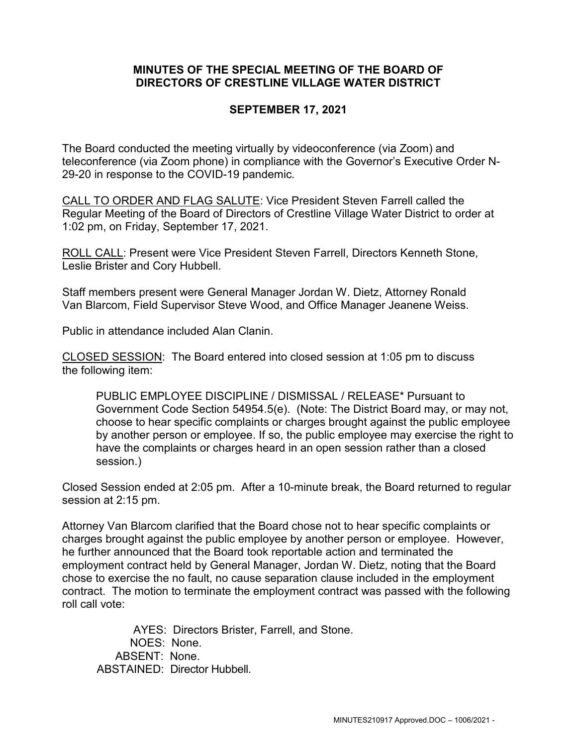# MINUTES OF THE SPECIAL MEETING OF THE BOARD OF DIRECTORS OF CRESTLINE VILLAGE WATER DISTRICT

## SEPTEMBER 17, 2021

The Board conducted the meeting virtually by videoconference (via Zoom) and teleconference (via Zoom phone) in compliance with the Governor's Executive Order N-29-20 in response to the COVID-19 pandemic.

<u>CALL TO ORDER AND FLAG SALUTE</u>: Vice President Steven Farrell called the Regular Meeting of the Board of Directors of Crestline Village Water District to order at 1:02 pm, on Friday, September 17, 2021.

<u>ROLL CALL</u>: Present were Vice President Steven Farrell, Directors Kenneth Stone, Leslie Brister and Cory Hubbell.

Staff members present were General Manager Jordan W. Dietz, Attorney Ronald Van Blarcom, Field Supervisor Steve Wood, and Office Manager Jeanene Weiss.

Public in attendance included Alan Clanin.

<u>CLOSED SESSION</u>: The Board entered into closed session at 1:05 pm to discuss the following item:

> PUBLIC EMPLOYEE DISCIPLINE / DISMISSAL / RELEASE* Pursuant to Government Code Section 54954.5(e). (Note: The District Board may, or may not, choose to hear specific complaints or charges brought against the public employee by another person or employee. If so, the public employee may exercise the right to have the complaints or charges heard in an open session rather than a closed session.)

Closed Session ended at 2:05 pm. After a 10-minute break, the Board returned to regular session at 2:15 pm.

Attorney Van Blarcom clarified that the Board chose not to hear specific complaints or charges brought against the public employee by another person or employee. However, he further announced that the Board took reportable action and terminated the employment contract held by General Manager, Jordan W. Dietz, noting that the Board chose to exercise the no fault, no cause separation clause included in the employment contract. The motion to terminate the employment contract was passed with the following roll call vote:

AYES: Directors Brister, Farrell, and Stone.
NOES: None.
ABSENT: None.
ABSTAINED: Director Hubbell.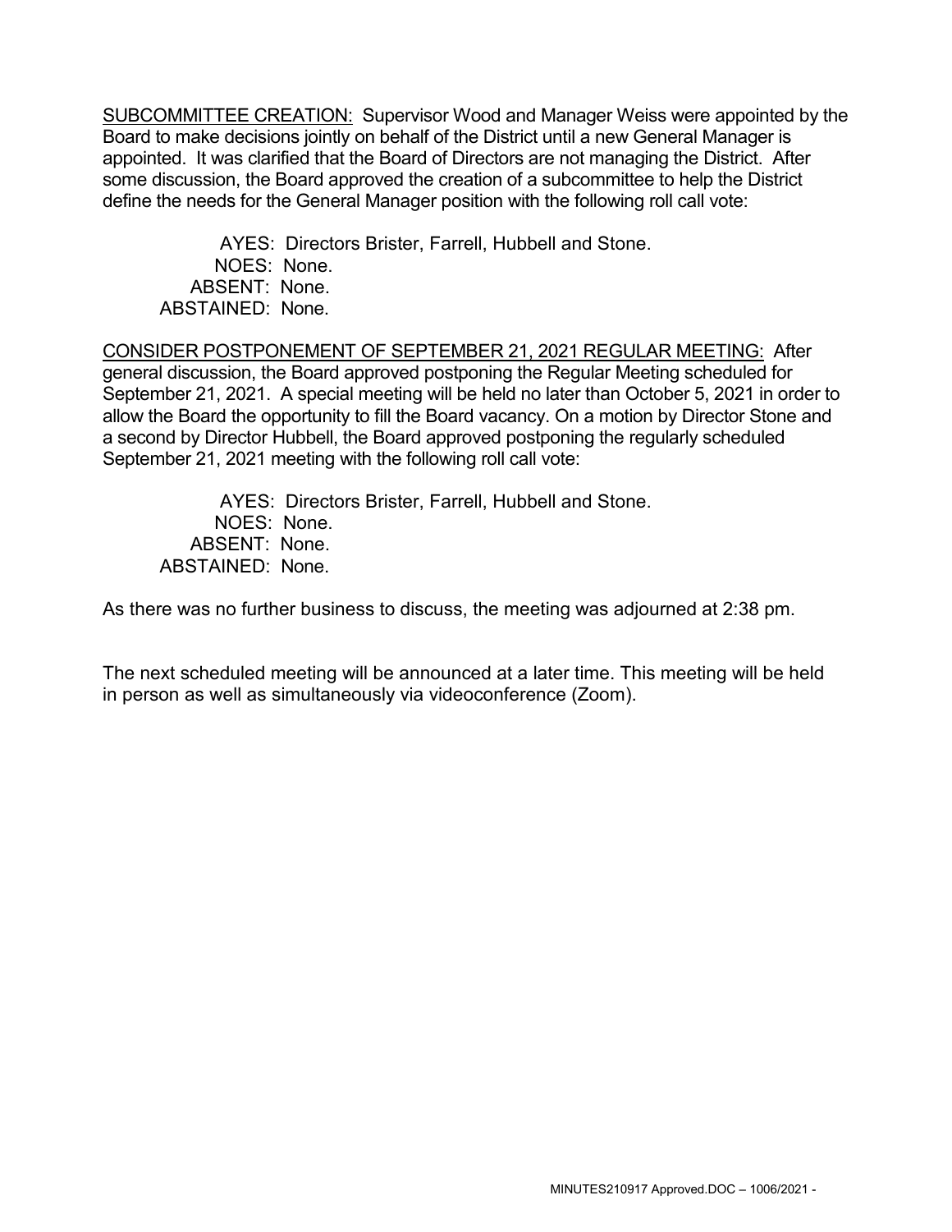<u>SUBCOMMITTEE CREATION:</u> Supervisor Wood and Manager Weiss were appointed by the Board to make decisions jointly on behalf of the District until a new General Manager is appointed. It was clarified that the Board of Directors are not managing the District. After some discussion, the Board approved the creation of a subcommittee to help the District define the needs for the General Manager position with the following roll call vote:

AYES: Directors Brister, Farrell, Hubbell and Stone.
NOES: None.
ABSENT: None.
ABSTAINED: None.

<u>CONSIDER POSTPONEMENT OF SEPTEMBER 21, 2021 REGULAR MEETING:</u> After general discussion, the Board approved postponing the Regular Meeting scheduled for September 21, 2021. A special meeting will be held no later than October 5, 2021 in order to allow the Board the opportunity to fill the Board vacancy. On a motion by Director Stone and a second by Director Hubbell, the Board approved postponing the regularly scheduled September 21, 2021 meeting with the following roll call vote:

AYES: Directors Brister, Farrell, Hubbell and Stone.
NOES: None.
ABSENT: None.
ABSTAINED: None.

As there was no further business to discuss, the meeting was adjourned at 2:38 pm.

The next scheduled meeting will be announced at a later time. This meeting will be held in person as well as simultaneously via videoconference (Zoom).

MINUTES210917 Approved.DOC – 1006/2021 -